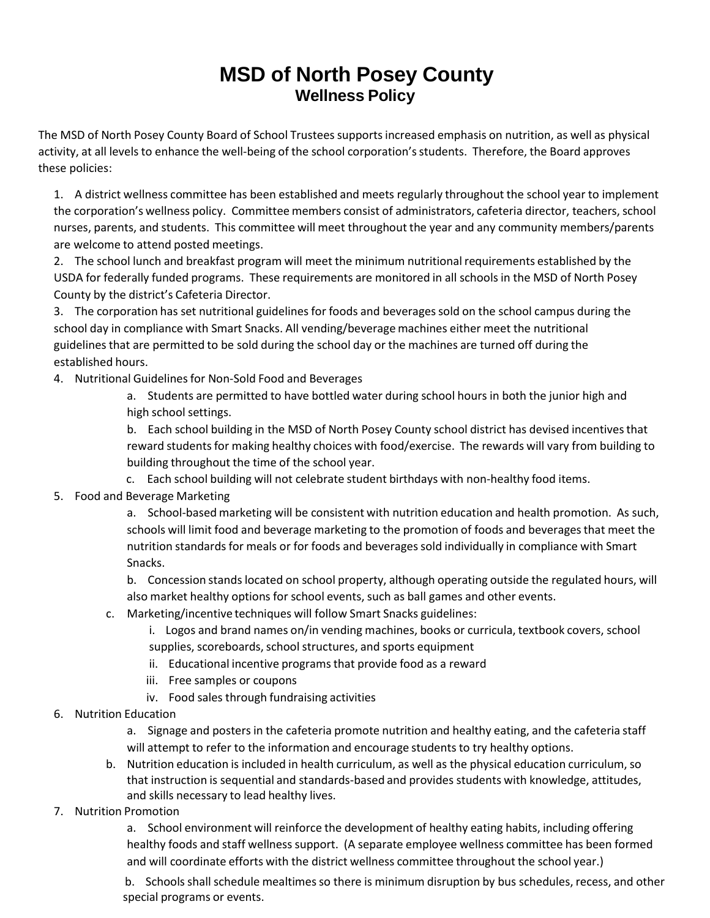# MSD of North Posey County
## Wellness Policy

The MSD of North Posey County Board of School Trustees supports increased emphasis on nutrition, as well as physical activity, at all levels to enhance the well-being of the school corporation's students. Therefore, the Board approves these policies:

1. A district wellness committee has been established and meets regularly throughout the school year to implement the corporation's wellness policy. Committee members consist of administrators, cafeteria director, teachers, school nurses, parents, and students. This committee will meet throughout the year and any community members/parents are welcome to attend posted meetings.
2. The school lunch and breakfast program will meet the minimum nutritional requirements established by the USDA for federally funded programs. These requirements are monitored in all schools in the MSD of North Posey County by the district's Cafeteria Director.
3. The corporation has set nutritional guidelines for foods and beverages sold on the school campus during the school day in compliance with Smart Snacks. All vending/beverage machines either meet the nutritional guidelines that are permitted to be sold during the school day or the machines are turned off during the established hours.
4. Nutritional Guidelines for Non-Sold Food and Beverages
    a. Students are permitted to have bottled water during school hours in both the junior high and high school settings.
    b. Each school building in the MSD of North Posey County school district has devised incentives that reward students for making healthy choices with food/exercise. The rewards will vary from building to building throughout the time of the school year.
    c. Each school building will not celebrate student birthdays with non-healthy food items.
5. Food and Beverage Marketing
    a. School-based marketing will be consistent with nutrition education and health promotion. As such, schools will limit food and beverage marketing to the promotion of foods and beverages that meet the nutrition standards for meals or for foods and beverages sold individually in compliance with Smart Snacks.
    b. Concession stands located on school property, although operating outside the regulated hours, will also market healthy options for school events, such as ball games and other events.
    c. Marketing/incentive techniques will follow Smart Snacks guidelines:
        i. Logos and brand names on/in vending machines, books or curricula, textbook covers, school supplies, scoreboards, school structures, and sports equipment
        ii. Educational incentive programs that provide food as a reward
        iii. Free samples or coupons
        iv. Food sales through fundraising activities
6. Nutrition Education
    a. Signage and posters in the cafeteria promote nutrition and healthy eating, and the cafeteria staff will attempt to refer to the information and encourage students to try healthy options.
    b. Nutrition education is included in health curriculum, as well as the physical education curriculum, so that instruction is sequential and standards-based and provides students with knowledge, attitudes, and skills necessary to lead healthy lives.
7. Nutrition Promotion
    a. School environment will reinforce the development of healthy eating habits, including offering healthy foods and staff wellness support. (A separate employee wellness committee has been formed and will coordinate efforts with the district wellness committee throughout the school year.)
    b. Schools shall schedule mealtimes so there is minimum disruption by bus schedules, recess, and other special programs or events.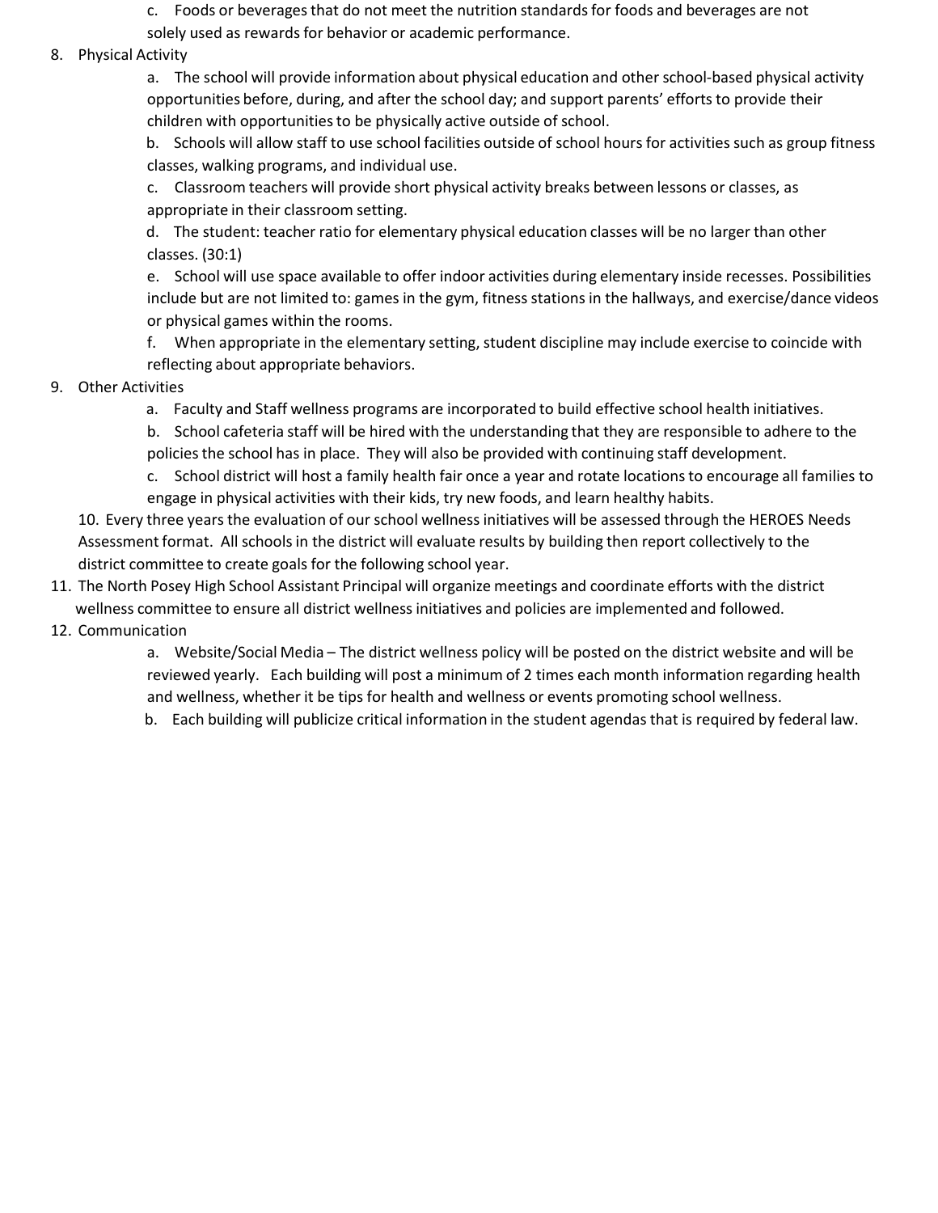c. Foods or beverages that do not meet the nutrition standards for foods and beverages are not solely used as rewards for behavior or academic performance.

8. Physical Activity
    a. The school will provide information about physical education and other school-based physical activity opportunities before, during, and after the school day; and support parents' efforts to provide their children with opportunities to be physically active outside of school.
    b. Schools will allow staff to use school facilities outside of school hours for activities such as group fitness classes, walking programs, and individual use.
    c. Classroom teachers will provide short physical activity breaks between lessons or classes, as appropriate in their classroom setting.
    d. The student: teacher ratio for elementary physical education classes will be no larger than other classes. (30:1)
    e. School will use space available to offer indoor activities during elementary inside recesses. Possibilities include but are not limited to: games in the gym, fitness stations in the hallways, and exercise/dance videos or physical games within the rooms.
    f. When appropriate in the elementary setting, student discipline may include exercise to coincide with reflecting about appropriate behaviors.
9. Other Activities
    a. Faculty and Staff wellness programs are incorporated to build effective school health initiatives.
    b. School cafeteria staff will be hired with the understanding that they are responsible to adhere to the policies the school has in place. They will also be provided with continuing staff development.
    c. School district will host a family health fair once a year and rotate locations to encourage all families to engage in physical activities with their kids, try new foods, and learn healthy habits.
10. Every three years the evaluation of our school wellness initiatives will be assessed through the HEROES Needs Assessment format. All schools in the district will evaluate results by building then report collectively to the district committee to create goals for the following school year.
11. The North Posey High School Assistant Principal will organize meetings and coordinate efforts with the district wellness committee to ensure all district wellness initiatives and policies are implemented and followed.
12. Communication
    a. Website/Social Media – The district wellness policy will be posted on the district website and will be reviewed yearly. Each building will post a minimum of 2 times each month information regarding health and wellness, whether it be tips for health and wellness or events promoting school wellness.
    b. Each building will publicize critical information in the student agendas that is required by federal law.